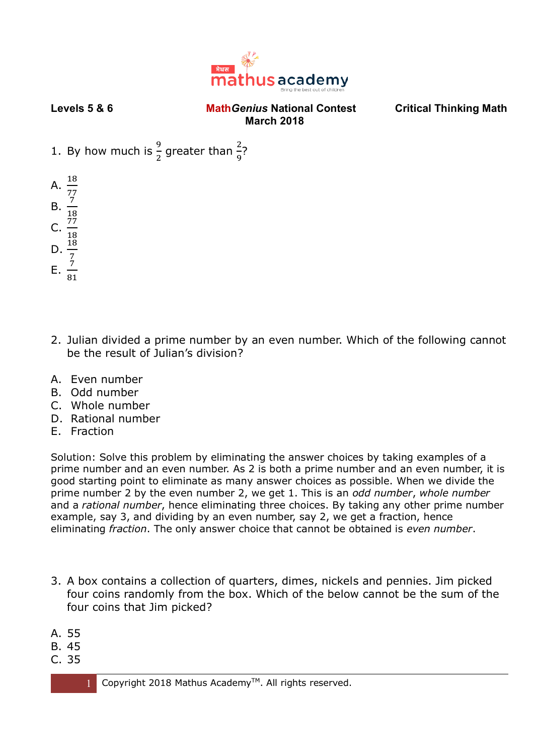**Levels 5 & 6** | **Math*Genius* National Contest March 2018** | **Critical Thinking Math**

1. By how much is $\frac{9}{2}$ greater than $\frac{2}{9}$?

A. $\frac{18}{77}$
B. $\frac{7}{18}$
C. $\frac{77}{18}$
D. $\frac{18}{7}$
E. $\frac{7}{81}$

2. Julian divided a prime number by an even number. Which of the following cannot be the result of Julian's division?

A. Even number
B. Odd number
C. Whole number
D. Rational number
E. Fraction

Solution: Solve this problem by eliminating the answer choices by taking examples of a prime number and an even number. As 2 is both a prime number and an even number, it is good starting point to eliminate as many answer choices as possible. When we divide the prime number 2 by the even number 2, we get 1. This is an *odd number*, *whole number* and a *rational number*, hence eliminating three choices. By taking any other prime number example, say 3, and dividing by an even number, say 2, we get a fraction, hence eliminating *fraction*. The only answer choice that cannot be obtained is *even number*.

3. A box contains a collection of quarters, dimes, nickels and pennies. Jim picked four coins randomly from the box. Which of the below cannot be the sum of the four coins that Jim picked?

A. 55
B. 45
C. 35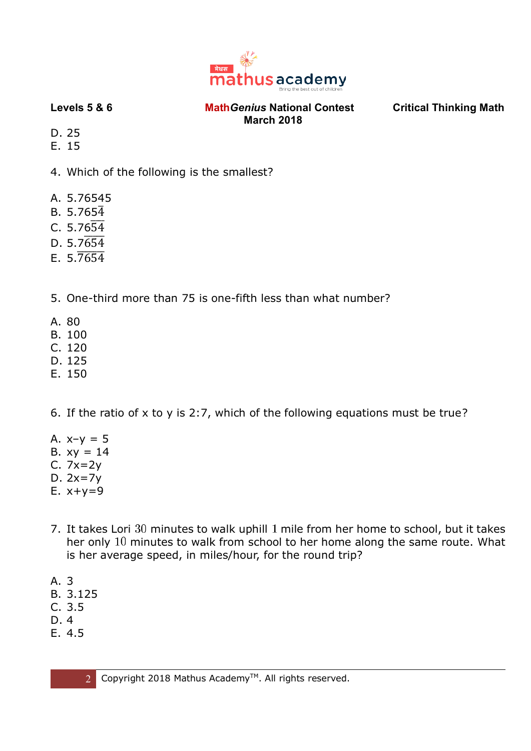D. 25
E. 15

4. Which of the following is the smallest?

A. 5.76545
B. $5.765\overline{4}$
C. $5.76\overline{54}$
D. $5.7\overline{654}$
E. $5.\overline{7654}$

5. One-third more than 75 is one-fifth less than what number?

A. 80
B. 100
C. 120
D. 125
E. 150

6. If the ratio of x to y is 2:7, which of the following equations must be true?

A. $x - y = 5$
B. $xy = 14$
C. $7x = 2y$
D. $2x = 7y$
E. $x + y = 9$

7. It takes Lori $30$ minutes to walk uphill $1$ mile from her home to school, but it takes her only $10$ minutes to walk from school to her home along the same route. What is her average speed, in miles/hour, for the round trip?

A. 3
B. 3.125
C. 3.5
D. 4
E. 4.5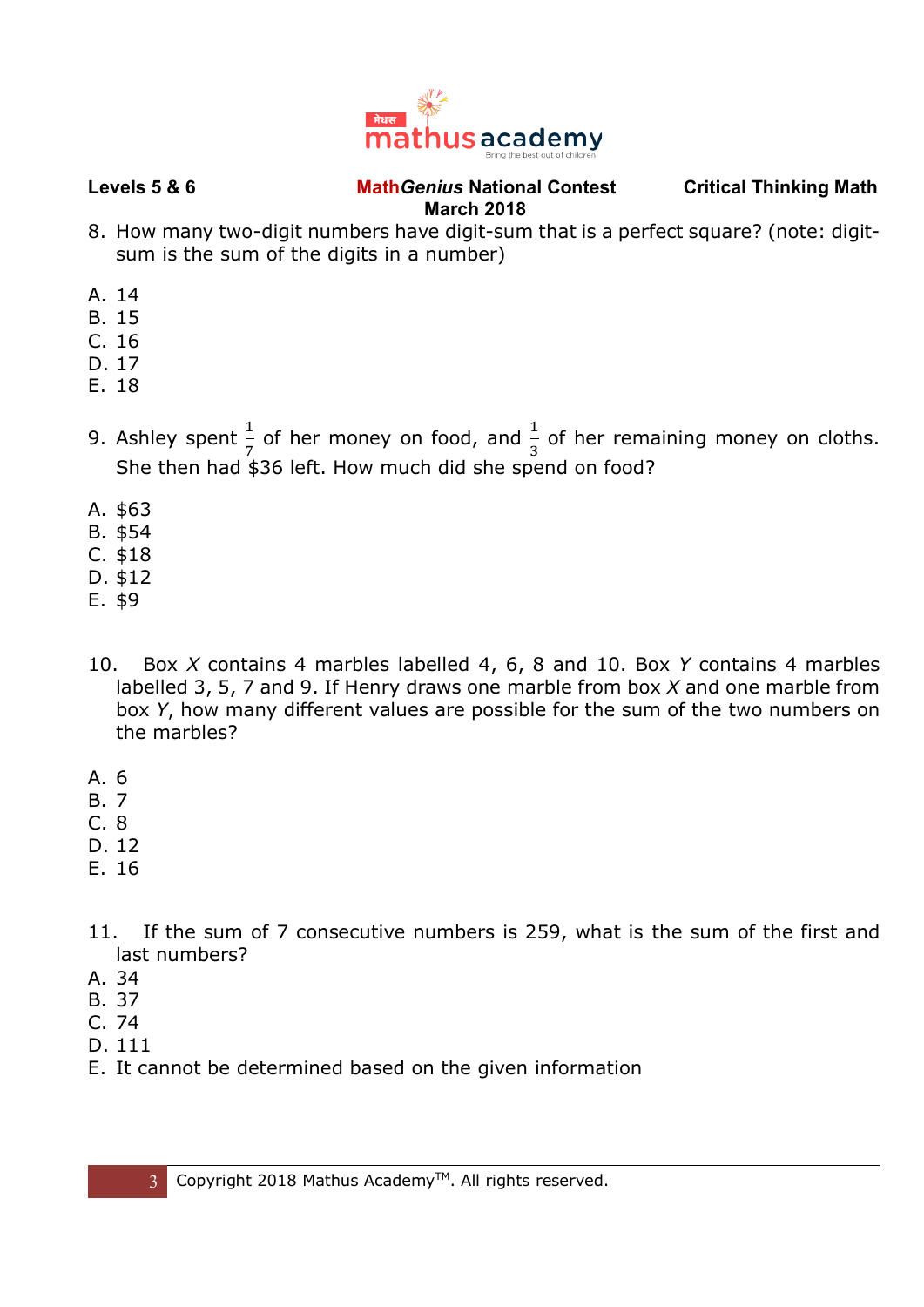8. How many two-digit numbers have digit-sum that is a perfect square? (note: digit-sum is the sum of the digits in a number)

A. 14
B. 15
C. 16
D. 17
E. 18

9. Ashley spent $\frac{1}{7}$ of her money on food, and $\frac{1}{3}$ of her remaining money on cloths. She then had $36 left. How much did she spend on food?

A. $63
B. $54
C. $18
D. $12
E. $9

10. Box *X* contains 4 marbles labelled 4, 6, 8 and 10. Box *Y* contains 4 marbles labelled 3, 5, 7 and 9. If Henry draws one marble from box *X* and one marble from box *Y*, how many different values are possible for the sum of the two numbers on the marbles?

A. 6
B. 7
C. 8
D. 12
E. 16

11. If the sum of 7 consecutive numbers is 259, what is the sum of the first and last numbers?

A. 34
B. 37
C. 74
D. 111
E. It cannot be determined based on the given information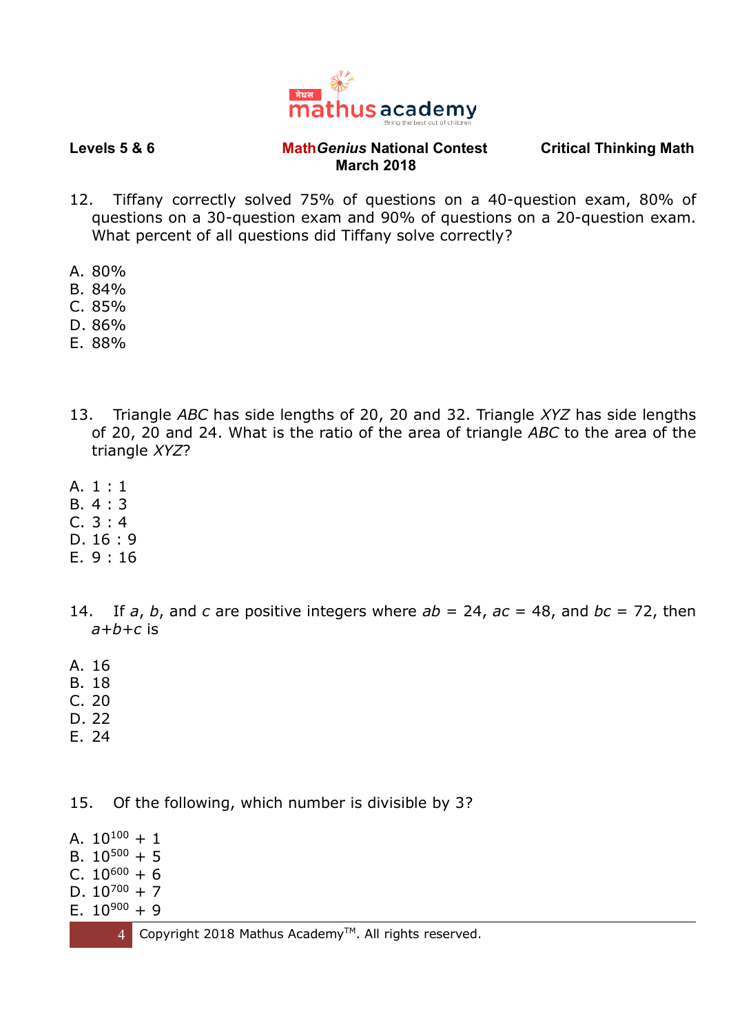12. Tiffany correctly solved 75% of questions on a 40-question exam, 80% of questions on a 30-question exam and 90% of questions on a 20-question exam. What percent of all questions did Tiffany solve correctly?

A. 80%
B. 84%
C. 85%
D. 86%
E. 88%

13. Triangle *ABC* has side lengths of 20, 20 and 32. Triangle *XYZ* has side lengths of 20, 20 and 24. What is the ratio of the area of triangle *ABC* to the area of the triangle *XYZ*?

A. 1 : 1
B. 4 : 3
C. 3 : 4
D. 16 : 9
E. 9 : 16

14. If $a$, $b$, and $c$ are positive integers where $ab = 24$, $ac = 48$, and $bc = 72$, then $a+b+c$ is

A. 16
B. 18
C. 20
D. 22
E. 24

15. Of the following, which number is divisible by 3?

A. $10^{100} + 1$
B. $10^{500} + 5$
C. $10^{600} + 6$
D. $10^{700} + 7$
E. $10^{900} + 9$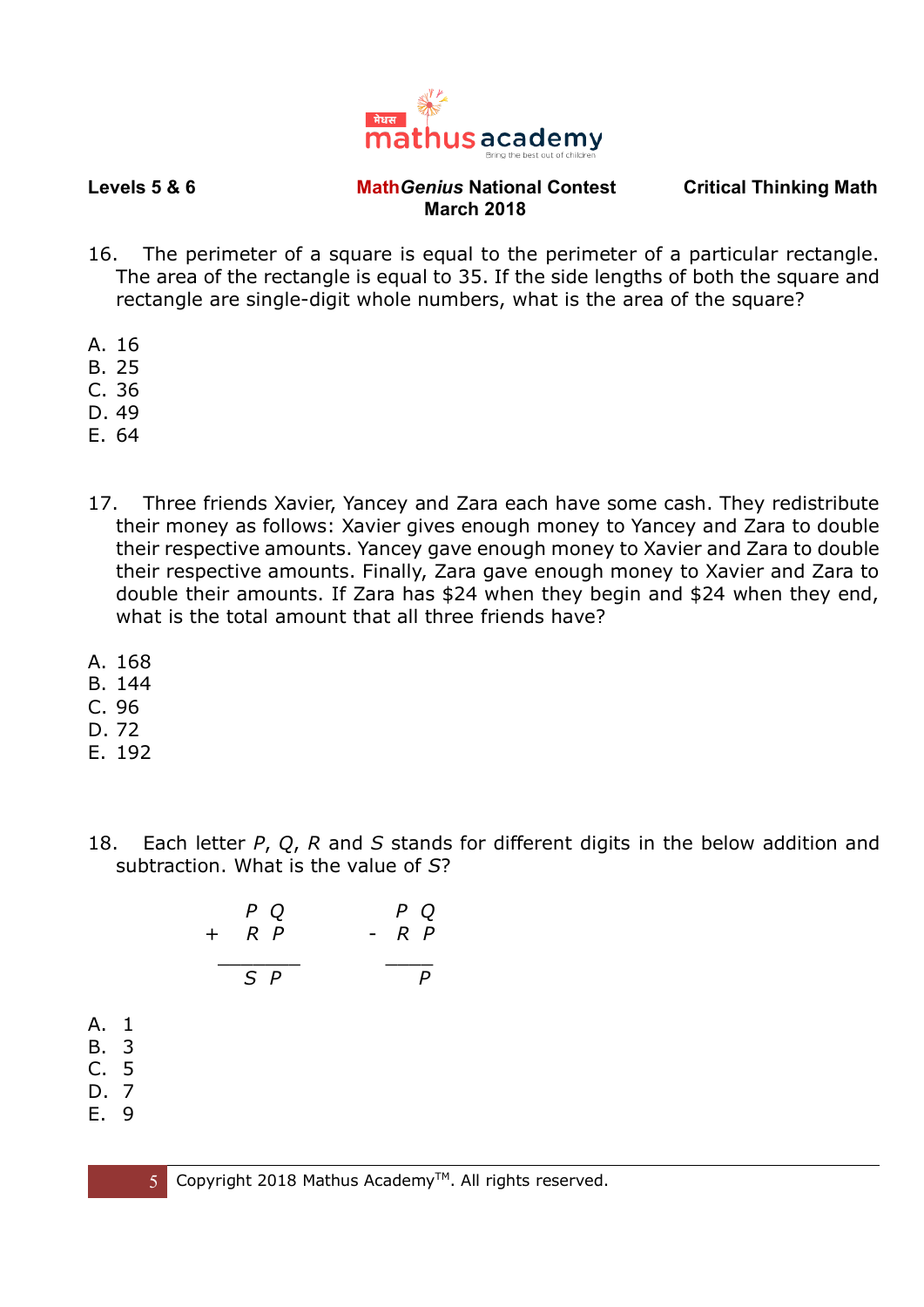**Levels 5 & 6** **Math*Genius* National Contest March 2018** **Critical Thinking Math**

16. The perimeter of a square is equal to the perimeter of a particular rectangle. The area of the rectangle is equal to 35. If the side lengths of both the square and rectangle are single-digit whole numbers, what is the area of the square?

A. 16
B. 25
C. 36
D. 49
E. 64

17. Three friends Xavier, Yancey and Zara each have some cash. They redistribute their money as follows: Xavier gives enough money to Yancey and Zara to double their respective amounts. Yancey gave enough money to Xavier and Zara to double their respective amounts. Finally, Zara gave enough money to Xavier and Zara to double their amounts. If Zara has $24 when they begin and $24 when they end, what is the total amount that all three friends have?

A. 168
B. 144
C. 96
D. 72
E. 192

18. Each letter *P*, *Q*, *R* and *S* stands for different digits in the below addition and subtraction. What is the value of *S*?

```
    P Q          P Q
 +  R P       -  R P
 -------      ------
    S P            P
```

A. 1
B. 3
C. 5
D. 7
E. 9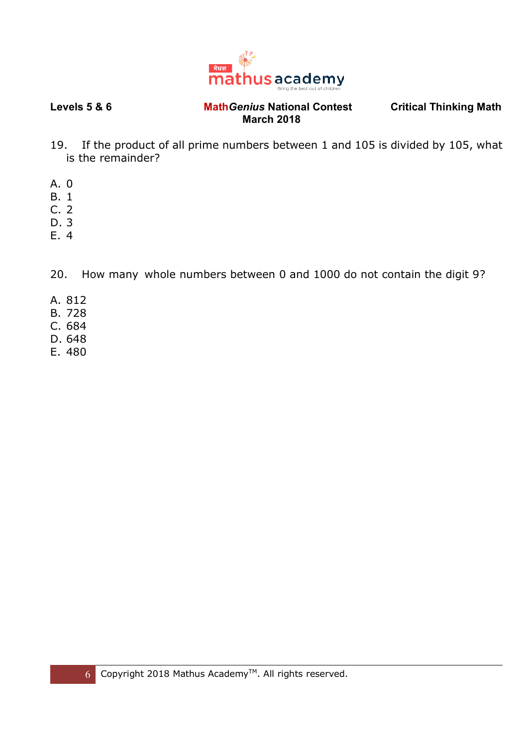19. If the product of all prime numbers between 1 and 105 is divided by 105, what is the remainder?

A. 0
B. 1
C. 2
D. 3
E. 4

20. How many whole numbers between 0 and 1000 do not contain the digit 9?

A. 812
B. 728
C. 684
D. 648
E. 480